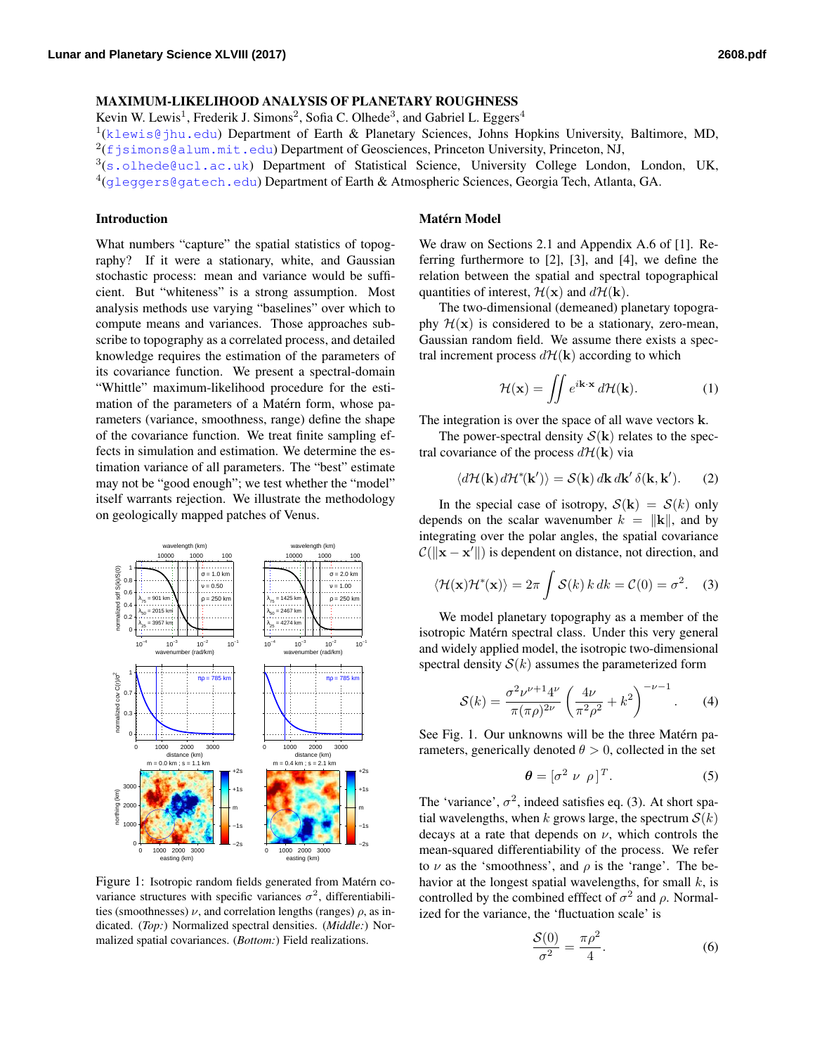# MAXIMUM-LIKELIHOOD ANALYSIS OF PLANETARY ROUGHNESS

Kevin W. Lewis[1], Frederik J. Simons[2], Sofia C. Olhede[3], and Gabriel L. Eggers[4]

[1](klewis@jhu.edu) Department of Earth & Planetary Sciences, Johns Hopkins University, Baltimore, MD, [2](fjsimons@alum.mit.edu) Department of Geosciences, Princeton University, Princeton, NJ, [3](s.olhede@ucl.ac.uk) Department of Statistical Science, University College London, London, UK, [4](gleggers@gatech.edu) Department of Earth & Atmospheric Sciences, Georgia Tech, Atlanta, GA.

## Introduction

What numbers "capture" the spatial statistics of topography? If it were a stationary, white, and Gaussian stochastic process: mean and variance would be sufficient. But "whiteness" is a strong assumption. Most analysis methods use varying "baselines" over which to compute means and variances. Those approaches subscribe to topography as a correlated process, and detailed knowledge requires the estimation of the parameters of its covariance function. We present a spectral-domain "Whittle" maximum-likelihood procedure for the estimation of the parameters of a Matérn form, whose parameters (variance, smoothness, range) define the shape of the covariance function. We treat finite sampling effects in simulation and estimation. We determine the estimation variance of all parameters. The "best" estimate may not be "good enough"; we test whether the "model" itself warrants rejection. We illustrate the methodology on geologically mapped patches of Venus.

Figure 1: Isotropic random fields generated from Matérn covariance structures with specific variances $\sigma^2$, differentiabilities (smoothnesses) $\nu$, and correlation lengths (ranges) $\rho$, as indicated. *(Top:)* Normalized spectral densities. *(Middle:)* Normalized spatial covariances. *(Bottom:)* Field realizations.

## Matérn Model

We draw on Sections 2.1 and Appendix A.6 of [1]. Referring furthermore to [2], [3], and [4], we define the relation between the spatial and spectral topographical quantities of interest, $\mathcal{H}(\mathbf{x})$ and $d\mathcal{H}(\mathbf{k})$.

The two-dimensional (demeaned) planetary topography $\mathcal{H}(\mathbf{x})$ is considered to be a stationary, zero-mean, Gaussian random field. We assume there exists a spectral increment process $d\mathcal{H}(\mathbf{k})$ according to which

$$\mathcal{H}(\mathbf{x}) = \iint e^{i\mathbf{k}\cdot\mathbf{x}}\, d\mathcal{H}(\mathbf{k}). \tag{1}$$

The integration is over the space of all wave vectors $\mathbf{k}$.

The power-spectral density $\mathcal{S}(\mathbf{k})$ relates to the spectral covariance of the process $d\mathcal{H}(\mathbf{k})$ via

$$\langle d\mathcal{H}(\mathbf{k})\, d\mathcal{H}^*(\mathbf{k}')\rangle = \mathcal{S}(\mathbf{k})\, d\mathbf{k}\, d\mathbf{k}'\, \delta(\mathbf{k}, \mathbf{k}'). \tag{2}$$

In the special case of isotropy, $\mathcal{S}(\mathbf{k}) = \mathcal{S}(k)$ only depends on the scalar wavenumber $k = \|\mathbf{k}\|$, and by integrating over the polar angles, the spatial covariance $\mathcal{C}(\|\mathbf{x}-\mathbf{x}'\|)$ is dependent on distance, not direction, and

$$\langle \mathcal{H}(\mathbf{x})\mathcal{H}^*(\mathbf{x})\rangle = 2\pi \int \mathcal{S}(k)\, k\, dk = \mathcal{C}(0) = \sigma^2. \tag{3}$$

We model planetary topography as a member of the isotropic Matérn spectral class. Under this very general and widely applied model, the isotropic two-dimensional spectral density $\mathcal{S}(k)$ assumes the parameterized form

$$\mathcal{S}(k) = \frac{\sigma^2 \nu^{\nu+1} 4^\nu}{\pi(\pi\rho)^{2\nu}} \left(\frac{4\nu}{\pi^2\rho^2} + k^2\right)^{-\nu-1}. \tag{4}$$

See Fig. 1. Our unknowns will be the three Matérn parameters, generically denoted $\theta > 0$, collected in the set

$$\boldsymbol{\theta} = [\sigma^2\ \nu\ \rho\,]^T. \tag{5}$$

The 'variance', $\sigma^2$, indeed satisfies eq. (3). At short spatial wavelengths, when $k$ grows large, the spectrum $\mathcal{S}(k)$ decays at a rate that depends on $\nu$, which controls the mean-squared differentiability of the process. We refer to $\nu$ as the 'smoothness', and $\rho$ is the 'range'. The behavior at the longest spatial wavelengths, for small $k$, is controlled by the combined efffect of $\sigma^2$ and $\rho$. Normalized for the variance, the 'fluctuation scale' is

$$\frac{\mathcal{S}(0)}{\sigma^2} = \frac{\pi\rho^2}{4}. \tag{6}$$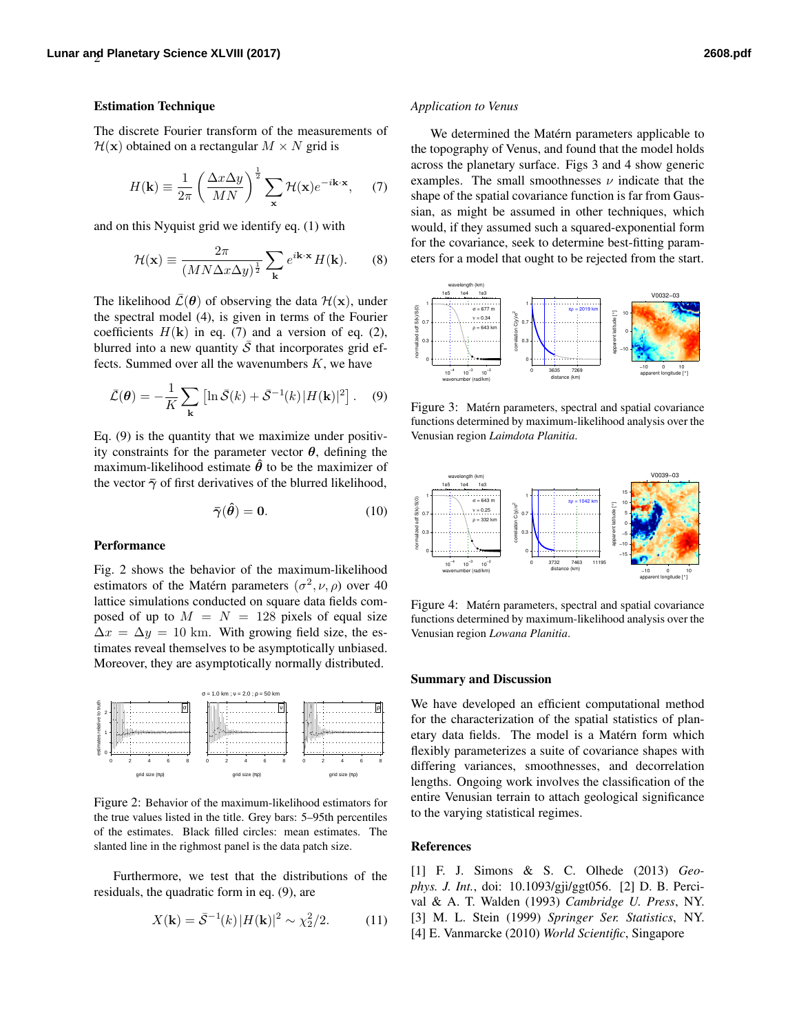## Estimation Technique

The discrete Fourier transform of the measurements of $\mathcal{H}(\mathbf{x})$ obtained on a rectangular $M \times N$ grid is

$$H(\mathbf{k}) \equiv \frac{1}{2\pi}\left(\frac{\Delta x \Delta y}{MN}\right)^{\frac{1}{2}} \sum_{\mathbf{x}} \mathcal{H}(\mathbf{x}) e^{-i\mathbf{k}\cdot\mathbf{x}}, \quad (7)$$

and on this Nyquist grid we identify eq. (1) with

$$\mathcal{H}(\mathbf{x}) \equiv \frac{2\pi}{(MN\Delta x \Delta y)^{\frac{1}{2}}} \sum_{\mathbf{k}} e^{i\mathbf{k}\cdot\mathbf{x}} H(\mathbf{k}). \quad (8)$$

The likelihood $\bar{\mathcal{L}}(\boldsymbol{\theta})$ of observing the data $\mathcal{H}(\mathbf{x})$, under the spectral model (4), is given in terms of the Fourier coefficients $H(\mathbf{k})$ in eq. (7) and a version of eq. (2), blurred into a new quantity $\bar{\mathcal{S}}$ that incorporates grid effects. Summed over all the wavenumbers $K$, we have

$$\bar{\mathcal{L}}(\boldsymbol{\theta}) = -\frac{1}{K}\sum_{\mathbf{k}} \left[\ln \bar{\mathcal{S}}(k) + \bar{\mathcal{S}}^{-1}(k)\,|H(\mathbf{k})|^2\right]. \quad (9)$$

Eq. (9) is the quantity that we maximize under positivity constraints for the parameter vector $\boldsymbol{\theta}$, defining the maximum-likelihood estimate $\hat{\boldsymbol{\theta}}$ to be the maximizer of the vector $\bar{\boldsymbol{\gamma}}$ of first derivatives of the blurred likelihood,

$$\bar{\boldsymbol{\gamma}}(\hat{\boldsymbol{\theta}}) = \mathbf{0}. \quad (10)$$

## Performance

Fig. 2 shows the behavior of the maximum-likelihood estimators of the Matérn parameters $(\sigma^2, \nu, \rho)$ over 40 lattice simulations conducted on square data fields composed of up to $M = N = 128$ pixels of equal size $\Delta x = \Delta y = 10$ km. With growing field size, the estimates reveal themselves to be asymptotically unbiased. Moreover, they are asymptotically normally distributed.

σ = 1.0 km ; ν = 2.0 ; ρ = 50 km
estimates relative to truth
σ
ν
ρ
grid size (mρ)

Figure 2: Behavior of the maximum-likelihood estimators for the true values listed in the title. Grey bars: 5–95th percentiles of the estimates. Black filled circles: mean estimates. The slanted line in the righmost panel is the data patch size.

Furthermore, we test that the distributions of the residuals, the quadratic form in eq. (9), are

$$X(\mathbf{k}) = \bar{\mathcal{S}}^{-1}(k)\,|H(\mathbf{k})|^2 \sim \chi^2_2/2. \quad (11)$$

*Application to Venus*

We determined the Matérn parameters applicable to the topography of Venus, and found that the model holds across the planetary surface. Figs 3 and 4 show generic examples. The small smoothnesses $\nu$ indicate that the shape of the spatial covariance function is far from Gaussian, as might be assumed in other techniques, which would, if they assumed such a squared-exponential form for the covariance, seek to determine best-fitting parameters for a model that ought to be rejected from the start.

V0032–03
σ = 677 m
ν = 0.34
ρ = 643 km
πρ = 2019 km
wavelength (km)
wavenumber (rad/km)
distance (km)
apparent longitude [°]
apparent latitude [°]

Figure 3: Matérn parameters, spectral and spatial covariance functions determined by maximum-likelihood analysis over the Venusian region *Laimdota Planitia*.

V0039–03
σ = 643 m
ν = 0.25
ρ = 332 km
πρ = 1042 km
wavelength (km)
wavenumber (rad/km)
distance (km)
apparent longitude [°]
apparent latitude [°]

Figure 4: Matérn parameters, spectral and spatial covariance functions determined by maximum-likelihood analysis over the Venusian region *Lowana Planitia*.

## Summary and Discussion

We have developed an efficient computational method for the characterization of the spatial statistics of planetary data fields. The model is a Matérn form which flexibly parameterizes a suite of covariance shapes with differing variances, smoothnesses, and decorrelation lengths. Ongoing work involves the classification of the entire Venusian terrain to attach geological significance to the varying statistical regimes.

## References

[1] F. J. Simons & S. C. Olhede (2013) *Geophys. J. Int.*, doi: 10.1093/gji/ggt056. [2] D. B. Percival & A. T. Walden (1993) *Cambridge U. Press*, NY. [3] M. L. Stein (1999) *Springer Ser. Statistics*, NY. [4] E. Vanmarcke (2010) *World Scientific*, Singapore